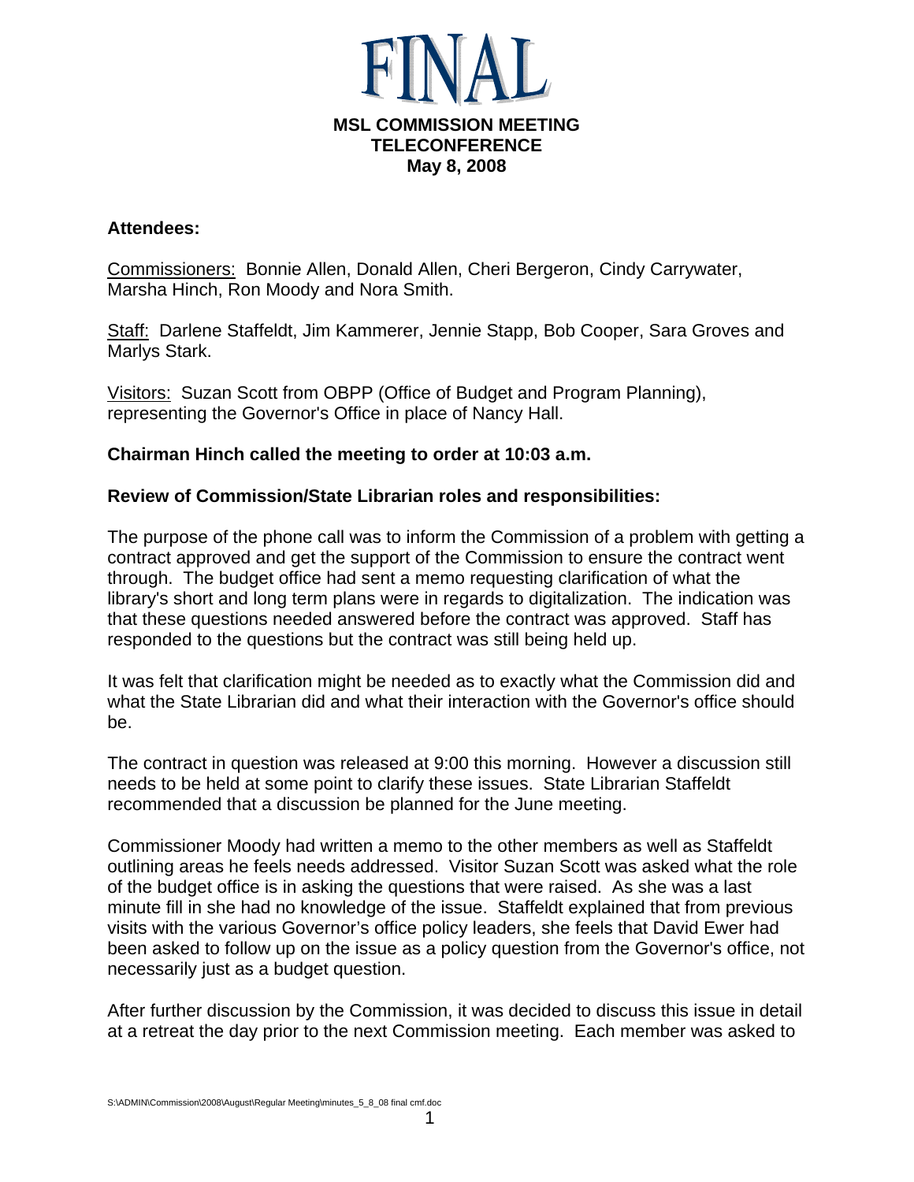# FINAL

**MSL COMMISSION MEETING**
**TELECONFERENCE**
**May 8, 2008**

**Attendees:**

Commissioners: Bonnie Allen, Donald Allen, Cheri Bergeron, Cindy Carrywater, Marsha Hinch, Ron Moody and Nora Smith.

Staff: Darlene Staffeldt, Jim Kammerer, Jennie Stapp, Bob Cooper, Sara Groves and Marlys Stark.

Visitors: Suzan Scott from OBPP (Office of Budget and Program Planning), representing the Governor's Office in place of Nancy Hall.

**Chairman Hinch called the meeting to order at 10:03 a.m.**

**Review of Commission/State Librarian roles and responsibilities:**

The purpose of the phone call was to inform the Commission of a problem with getting a contract approved and get the support of the Commission to ensure the contract went through. The budget office had sent a memo requesting clarification of what the library's short and long term plans were in regards to digitalization. The indication was that these questions needed answered before the contract was approved. Staff has responded to the questions but the contract was still being held up.

It was felt that clarification might be needed as to exactly what the Commission did and what the State Librarian did and what their interaction with the Governor's office should be.

The contract in question was released at 9:00 this morning. However a discussion still needs to be held at some point to clarify these issues. State Librarian Staffeldt recommended that a discussion be planned for the June meeting.

Commissioner Moody had written a memo to the other members as well as Staffeldt outlining areas he feels needs addressed. Visitor Suzan Scott was asked what the role of the budget office is in asking the questions that were raised. As she was a last minute fill in she had no knowledge of the issue. Staffeldt explained that from previous visits with the various Governor's office policy leaders, she feels that David Ewer had been asked to follow up on the issue as a policy question from the Governor's office, not necessarily just as a budget question.

After further discussion by the Commission, it was decided to discuss this issue in detail at a retreat the day prior to the next Commission meeting. Each member was asked to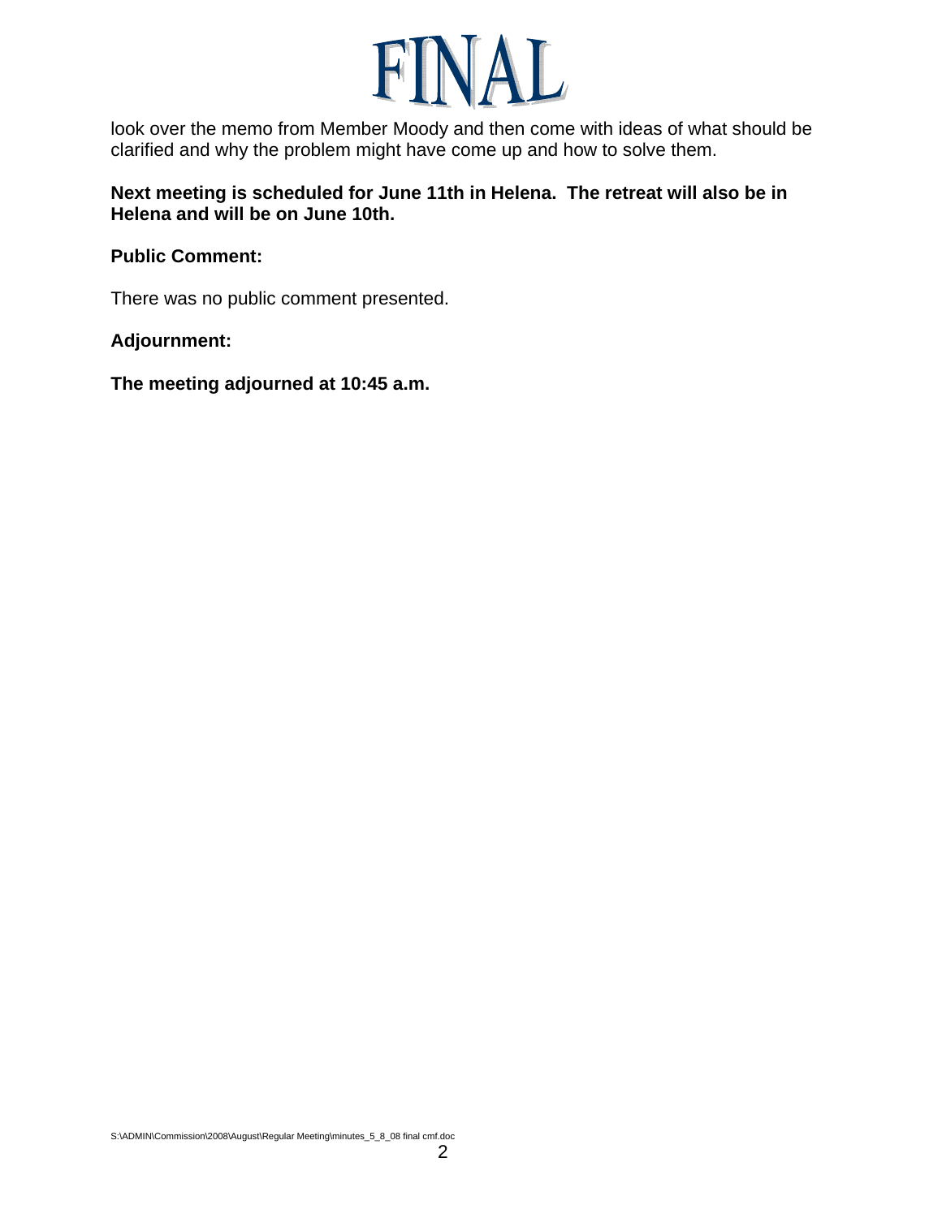FINAL

look over the memo from Member Moody and then come with ideas of what should be clarified and why the problem might have come up and how to solve them.

**Next meeting is scheduled for June 11th in Helena. The retreat will also be in Helena and will be on June 10th.**

**Public Comment:**

There was no public comment presented.

**Adjournment:**

**The meeting adjourned at 10:45 a.m.**

S:\ADMIN\Commission\2008\August\Regular Meeting\minutes_5_8_08 final cmf.doc